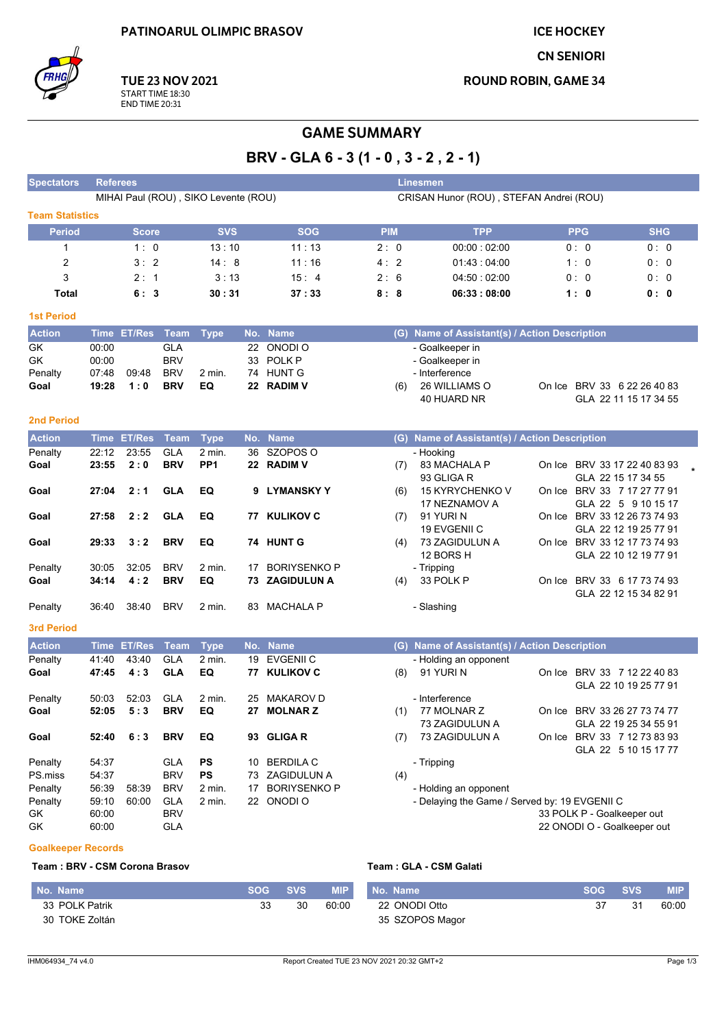PATINOARUL OLIMPIC BRASOV

ICE HOCKEY

CN SENIORI

TUE 23 NOV 2021
START TIME 18:30
END TIME 20:31

ROUND ROBIN, GAME 34

# GAME SUMMARY

## BRV - GLA 6 - 3 (1 - 0 , 3 - 2 , 2 - 1)

| Spectators | Referees | Linesmen |
|---|---|---|
| | MIHAI Paul (ROU) , SIKO Levente (ROU) | CRISAN Hunor (ROU) , STEFAN Andrei (ROU) |

### Team Statistics

| Period | Score | SVS | SOG | PIM | TPP | PPG | SHG |
|---|---|---|---|---|---|---|---|
| 1 | 1 : 0 | 13 : 10 | 11 : 13 | 2 : 0 | 00:00 : 02:00 | 0 : 0 | 0 : 0 |
| 2 | 3 : 2 | 14 : 8 | 11 : 16 | 4 : 2 | 01:43 : 04:00 | 1 : 0 | 0 : 0 |
| 3 | 2 : 1 | 3 : 13 | 15 : 4 | 2 : 6 | 04:50 : 02:00 | 0 : 0 | 0 : 0 |
| **Total** | **6 : 3** | **30 : 31** | **37 : 33** | **8 : 8** | **06:33 : 08:00** | **1 : 0** | **0 : 0** |

### 1st Period

| Action | Time | ET/Res | Team | Type | No. | Name | (G) | Name of Assistant(s) / Action Description | On Ice |
|---|---|---|---|---|---|---|---|---|---|
| GK | 00:00 | | GLA | | 22 | ONODI O | | - Goalkeeper in | |
| GK | 00:00 | | BRV | | 33 | POLK P | | - Goalkeeper in | |
| Penalty | 07:48 | 09:48 | BRV | 2 min. | 74 | HUNT G | | - Interference | |
| **Goal** | **19:28** | **1 : 0** | **BRV** | **EQ** | **22** | **RADIM V** | (6) | 26 WILLIAMS O<br>40 HUARD NR | On Ice BRV 33 6 22 26 40 83<br>GLA 22 11 15 17 34 55 |

### 2nd Period

| Action | Time | ET/Res | Team | Type | No. | Name | (G) | Name of Assistant(s) / Action Description | On Ice |
|---|---|---|---|---|---|---|---|---|---|
| Penalty | 22:12 | 23:55 | GLA | 2 min. | 36 | SZOPOS O | | - Hooking | |
| **Goal** | **23:55** | **2 : 0** | **BRV** | **PP1** | **22** | **RADIM V** | (7) | 83 MACHALA P<br>93 GLIGA R | On Ice BRV 33 17 22 40 83 93 *<br>GLA 22 15 17 34 55 |
| **Goal** | **27:04** | **2 : 1** | **GLA** | **EQ** | **9** | **LYMANSKY Y** | (6) | 15 KYRYCHENKO V<br>17 NEZNAMOV A | On Ice BRV 33 7 17 27 77 91<br>GLA 22 5 9 10 15 17 |
| **Goal** | **27:58** | **2 : 2** | **GLA** | **EQ** | **77** | **KULIKOV C** | (7) | 91 YURI N<br>19 EVGENII C | On Ice BRV 33 12 26 73 74 93<br>GLA 22 12 19 25 77 91 |
| **Goal** | **29:33** | **3 : 2** | **BRV** | **EQ** | **74** | **HUNT G** | (4) | 73 ZAGIDULUN A<br>12 BORS H | On Ice BRV 33 12 17 73 74 93<br>GLA 22 10 12 19 77 91 |
| Penalty | 30:05 | 32:05 | BRV | 2 min. | 17 | BORIYSENKO P | | - Tripping | |
| **Goal** | **34:14** | **4 : 2** | **BRV** | **EQ** | **73** | **ZAGIDULUN A** | (4) | 33 POLK P | On Ice BRV 33 6 17 73 74 93<br>GLA 22 12 15 34 82 91 |
| Penalty | 36:40 | 38:40 | BRV | 2 min. | 83 | MACHALA P | | - Slashing | |

### 3rd Period

| Action | Time | ET/Res | Team | Type | No. | Name | (G) | Name of Assistant(s) / Action Description | On Ice |
|---|---|---|---|---|---|---|---|---|---|
| Penalty | 41:40 | 43:40 | GLA | 2 min. | 19 | EVGENII C | | - Holding an opponent | |
| **Goal** | **47:45** | **4 : 3** | **GLA** | **EQ** | **77** | **KULIKOV C** | (8) | 91 YURI N | On Ice BRV 33 7 12 22 40 83<br>GLA 22 10 19 25 77 91 |
| Penalty | 50:03 | 52:03 | GLA | 2 min. | 25 | MAKAROV D | | - Interference | |
| **Goal** | **52:05** | **5 : 3** | **BRV** | **EQ** | **27** | **MOLNAR Z** | (1) | 77 MOLNAR Z<br>73 ZAGIDULUN A | On Ice BRV 33 26 27 73 74 77<br>GLA 22 19 25 34 55 91 |
| **Goal** | **52:40** | **6 : 3** | **BRV** | **EQ** | **93** | **GLIGA R** | (7) | 73 ZAGIDULUN A | On Ice BRV 33 7 12 73 83 93<br>GLA 22 5 10 15 17 77 |
| Penalty | 54:37 | | GLA | PS | 10 | BERDILA C | | - Tripping | |
| PS.miss | 54:37 | | BRV | PS | 73 | ZAGIDULUN A | (4) | | |
| Penalty | 56:39 | 58:39 | BRV | 2 min. | 17 | BORIYSENKO P | | - Holding an opponent | |
| Penalty | 59:10 | 60:00 | GLA | 2 min. | 22 | ONODI O | | - Delaying the Game / Served by: 19 EVGENII C | |
| GK | 60:00 | | BRV | | | | | | 33 POLK P - Goalkeeper out |
| GK | 60:00 | | GLA | | | | | | 22 ONODI O - Goalkeeper out |

### Goalkeeper Records

**Team : BRV - CSM Corona Brasov**

| No. Name | SOG | SVS | MIP |
|---|---|---|---|
| 33 POLK Patrik | 33 | 30 | 60:00 |
| 30 TOKE Zoltán | | | |

**Team : GLA - CSM Galati**

| No. Name | SOG | SVS | MIP |
|---|---|---|---|
| 22 ONODI Otto | 37 | 31 | 60:00 |
| 35 SZOPOS Magor | | | |

IHM064934_74 v4.0 &nbsp;&nbsp;&nbsp; Report Created TUE 23 NOV 2021 20:32 GMT+2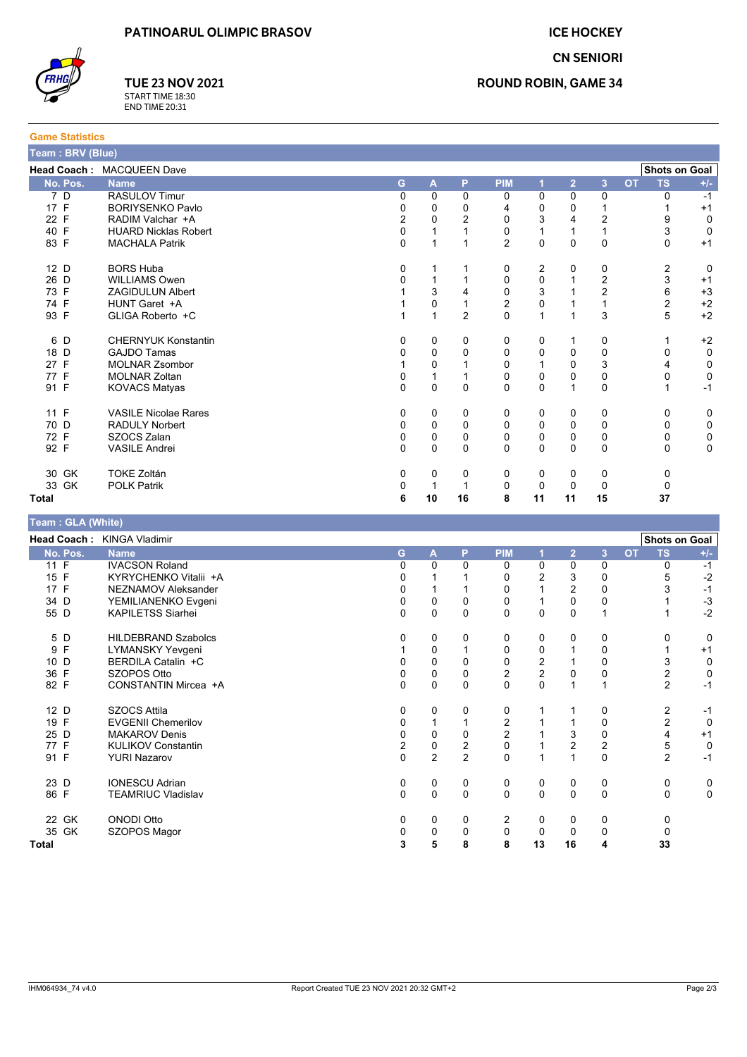PATINOARUL OLIMPIC BRASOV

**TUE 23 NOV 2021**
START TIME 18:30
END TIME 20:31

**ICE HOCKEY**

**CN SENIORI**

**ROUND ROBIN, GAME 34**

## Game Statistics

### Team : BRV (Blue)

**Head Coach :** MACQUEEN Dave

| No. | Pos. | Name | G | A | P | PIM | 1 | 2 | 3 | OT | TS | +/- |
|---|---|---|---|---|---|---|---|---|---|---|---|---|
| 7 | D | RASULOV Timur | 0 | 0 | 0 | 0 | 0 | 0 | 0 | | 0 | -1 |
| 17 | F | BORIYSENKO Pavlo | 0 | 0 | 0 | 4 | 0 | 0 | 1 | | 1 | +1 |
| 22 | F | RADIM Valchar +A | 2 | 0 | 2 | 0 | 3 | 4 | 2 | | 9 | 0 |
| 40 | F | HUARD Nicklas Robert | 0 | 1 | 1 | 0 | 1 | 1 | 1 | | 3 | 0 |
| 83 | F | MACHALA Patrik | 0 | 1 | 1 | 2 | 0 | 0 | 0 | | 0 | +1 |
| 12 | D | BORS Huba | 0 | 1 | 1 | 0 | 2 | 0 | 0 | | 2 | 0 |
| 26 | D | WILLIAMS Owen | 0 | 1 | 1 | 0 | 0 | 1 | 2 | | 3 | +1 |
| 73 | F | ZAGIDULIN Albert | 1 | 3 | 4 | 0 | 3 | 1 | 2 | | 6 | +3 |
| 74 | F | HUNT Garet +A | 1 | 0 | 1 | 2 | 0 | 1 | 1 | | 2 | +2 |
| 93 | F | GLIGA Roberto +C | 1 | 1 | 2 | 0 | 1 | 1 | 3 | | 5 | +2 |
| 6 | D | CHERNYUK Konstantin | 0 | 0 | 0 | 0 | 0 | 1 | 0 | | 1 | +2 |
| 18 | D | GAJDO Tamas | 0 | 0 | 0 | 0 | 0 | 0 | 0 | | 0 | 0 |
| 27 | F | MOLNAR Zsombor | 1 | 0 | 1 | 0 | 1 | 0 | 3 | | 4 | 0 |
| 77 | F | MOLNAR Zoltan | 0 | 1 | 1 | 0 | 0 | 0 | 0 | | 0 | 0 |
| 91 | F | KOVACS Matyas | 0 | 0 | 0 | 0 | 0 | 1 | 0 | | 1 | -1 |
| 11 | F | VASILE Nicolae Rares | 0 | 0 | 0 | 0 | 0 | 0 | 0 | | 0 | 0 |
| 70 | D | RADULY Norbert | 0 | 0 | 0 | 0 | 0 | 0 | 0 | | 0 | 0 |
| 72 | F | SZOCS Zalan | 0 | 0 | 0 | 0 | 0 | 0 | 0 | | 0 | 0 |
| 92 | F | VASILE Andrei | 0 | 0 | 0 | 0 | 0 | 0 | 0 | | 0 | 0 |
| 30 | GK | TOKE Zoltán | 0 | 0 | 0 | 0 | 0 | 0 | 0 | | 0 | |
| 33 | GK | POLK Patrik | 0 | 1 | 1 | 0 | 0 | 0 | 0 | | 0 | |
| **Total** | | | **6** | **10** | **16** | **8** | **11** | **11** | **15** | | **37** | |

### Team : GLA (White)

**Head Coach :** KINGA Vladimir

| No. | Pos. | Name | G | A | P | PIM | 1 | 2 | 3 | OT | TS | +/- |
|---|---|---|---|---|---|---|---|---|---|---|---|---|
| 11 | F | IVACSON Roland | 0 | 0 | 0 | 0 | 0 | 0 | 0 | | 0 | -1 |
| 15 | F | KYRYCHENKO Vitalii +A | 0 | 1 | 1 | 0 | 2 | 3 | 0 | | 5 | -2 |
| 17 | F | NEZNAMOV Aleksander | 0 | 1 | 1 | 0 | 1 | 2 | 0 | | 3 | -1 |
| 34 | D | YEMILIANENKO Evgeni | 0 | 0 | 0 | 0 | 1 | 0 | 0 | | 1 | -3 |
| 55 | D | KAPILETSS Siarhei | 0 | 0 | 0 | 0 | 0 | 0 | 1 | | 1 | -2 |
| 5 | D | HILDEBRAND Szabolcs | 0 | 0 | 0 | 0 | 0 | 0 | 0 | | 0 | 0 |
| 9 | F | LYMANSKY Yevgeni | 1 | 0 | 1 | 0 | 0 | 1 | 0 | | 1 | +1 |
| 10 | D | BERDILA Catalin +C | 0 | 0 | 0 | 0 | 2 | 1 | 0 | | 3 | 0 |
| 36 | F | SZOPOS Otto | 0 | 0 | 0 | 2 | 2 | 0 | 0 | | 2 | 0 |
| 82 | F | CONSTANTIN Mircea +A | 0 | 0 | 0 | 0 | 0 | 1 | 1 | | 2 | -1 |
| 12 | D | SZOCS Attila | 0 | 0 | 0 | 0 | 1 | 1 | 0 | | 2 | -1 |
| 19 | F | EVGENII Chemerilov | 0 | 1 | 1 | 2 | 1 | 1 | 0 | | 2 | 0 |
| 25 | D | MAKAROV Denis | 0 | 0 | 0 | 2 | 1 | 3 | 0 | | 4 | +1 |
| 77 | F | KULIKOV Constantin | 2 | 0 | 2 | 0 | 1 | 2 | 2 | | 5 | 0 |
| 91 | F | YURI Nazarov | 0 | 2 | 2 | 0 | 1 | 1 | 0 | | 2 | -1 |
| 23 | D | IONESCU Adrian | 0 | 0 | 0 | 0 | 0 | 0 | 0 | | 0 | 0 |
| 86 | F | TEAMRIUC Vladislav | 0 | 0 | 0 | 0 | 0 | 0 | 0 | | 0 | 0 |
| 22 | GK | ONODI Otto | 0 | 0 | 0 | 2 | 0 | 0 | 0 | | 0 | |
| 35 | GK | SZOPOS Magor | 0 | 0 | 0 | 0 | 0 | 0 | 0 | | 0 | |
| **Total** | | | **3** | **5** | **8** | **8** | **13** | **16** | **4** | | **33** | |

IHM064934_74 v4.0 Report Created TUE 23 NOV 2021 20:32 GMT+2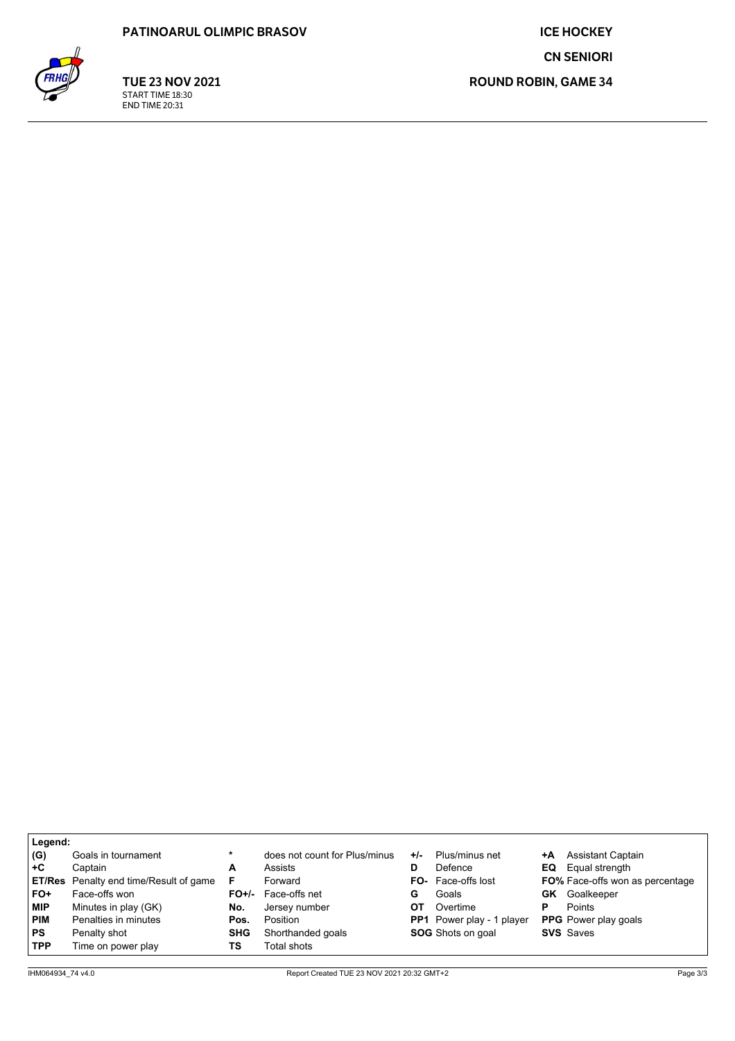PATINOARUL OLIMPIC BRASOV

ICE HOCKEY

CN SENIORI

TUE 23 NOV 2021
START TIME 18:30
END TIME 20:31

ROUND ROBIN, GAME 34

**Legend:**

| | | | | | | | |
|---|---|---|---|---|---|---|---|
| **(G)** | Goals in tournament | ***** | does not count for Plus/minus | **+/-** | Plus/minus net | **+A** | Assistant Captain |
| **+C** | Captain | **A** | Assists | **D** | Defence | **EQ** | Equal strength |
| **ET/Res** | Penalty end time/Result of game | **F** | Forward | **FO-** | Face-offs lost | **FO%** | Face-offs won as percentage |
| **FO+** | Face-offs won | **FO+/-** | Face-offs net | **G** | Goals | **GK** | Goalkeeper |
| **MIP** | Minutes in play (GK) | **No.** | Jersey number | **OT** | Overtime | **P** | Points |
| **PIM** | Penalties in minutes | **Pos.** | Position | **PP1** | Power play - 1 player | **PPG** | Power play goals |
| **PS** | Penalty shot | **SHG** | Shorthanded goals | **SOG** | Shots on goal | **SVS** | Saves |
| **TPP** | Time on power play | **TS** | Total shots | | | | |

IHM064934_74 v4.0

Report Created TUE 23 NOV 2021 20:32 GMT+2